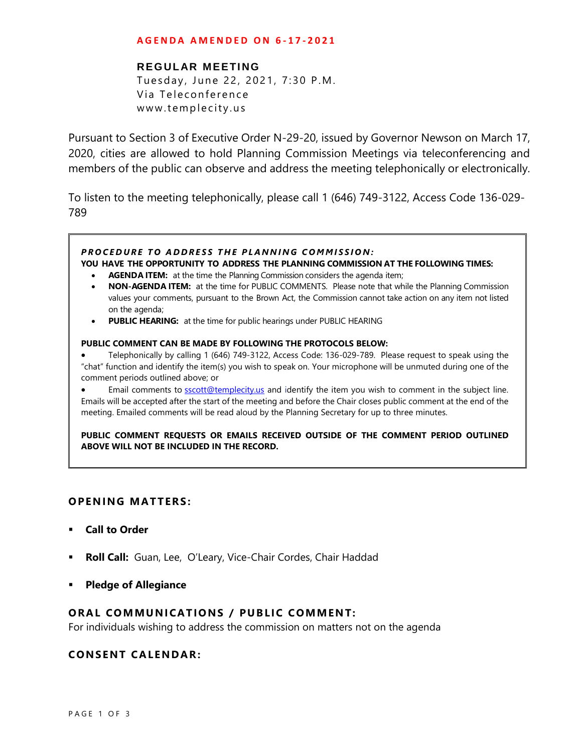**AGENDA AMENDED ON 6-17-2021**

**REGULAR MEETING**
Tuesday, June 22, 2021, 7:30 P.M.
Via Teleconference
www.templecity.us

Pursuant to Section 3 of Executive Order N-29-20, issued by Governor Newson on March 17, 2020, cities are allowed to hold Planning Commission Meetings via teleconferencing and members of the public can observe and address the meeting telephonically or electronically.

To listen to the meeting telephonically, please call 1 (646) 749-3122, Access Code 136-029-789

***PROCEDURE TO ADDRESS THE PLANNING COMMISSION:***
**YOU HAVE THE OPPORTUNITY TO ADDRESS THE PLANNING COMMISSION AT THE FOLLOWING TIMES:**

- **AGENDA ITEM:** at the time the Planning Commission considers the agenda item;
- **NON-AGENDA ITEM:** at the time for PUBLIC COMMENTS. Please note that while the Planning Commission values your comments, pursuant to the Brown Act, the Commission cannot take action on any item not listed on the agenda;
- **PUBLIC HEARING:** at the time for public hearings under PUBLIC HEARING

**PUBLIC COMMENT CAN BE MADE BY FOLLOWING THE PROTOCOLS BELOW:**

- Telephonically by calling 1 (646) 749-3122, Access Code: 136-029-789. Please request to speak using the "chat" function and identify the item(s) you wish to speak on. Your microphone will be unmuted during one of the comment periods outlined above; or
- Email comments to sscott@templecity.us and identify the item you wish to comment in the subject line. Emails will be accepted after the start of the meeting and before the Chair closes public comment at the end of the meeting. Emailed comments will be read aloud by the Planning Secretary for up to three minutes.

**PUBLIC COMMENT REQUESTS OR EMAILS RECEIVED OUTSIDE OF THE COMMENT PERIOD OUTLINED ABOVE WILL NOT BE INCLUDED IN THE RECORD.**

## OPENING MATTERS:

- **Call to Order**
- **Roll Call:** Guan, Lee, O'Leary, Vice-Chair Cordes, Chair Haddad
- **Pledge of Allegiance**

## ORAL COMMUNICATIONS / PUBLIC COMMENT:

For individuals wishing to address the commission on matters not on the agenda

## CONSENT CALENDAR: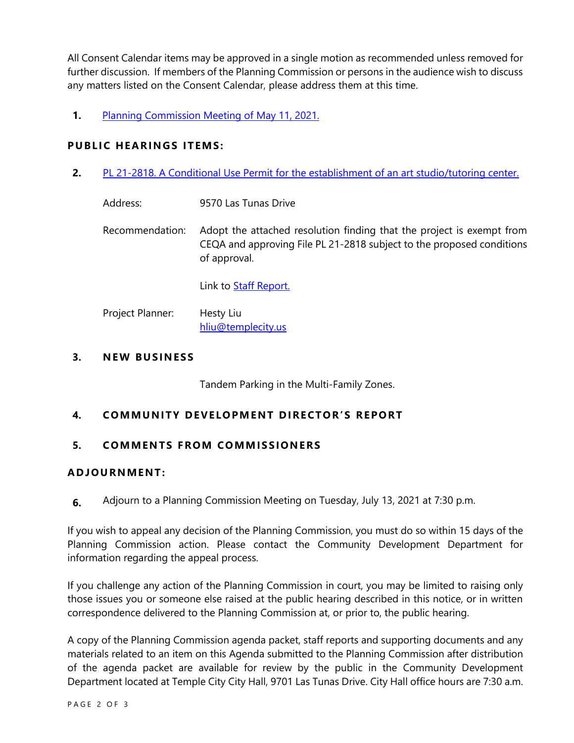All Consent Calendar items may be approved in a single motion as recommended unless removed for further discussion. If members of the Planning Commission or persons in the audience wish to discuss any matters listed on the Consent Calendar, please address them at this time.

**1.** Planning Commission Meeting of May 11, 2021.

## PUBLIC HEARINGS ITEMS:

**2.** PL 21-2818. A Conditional Use Permit for the establishment of an art studio/tutoring center.

Address: 9570 Las Tunas Drive

Recommendation: Adopt the attached resolution finding that the project is exempt from CEQA and approving File PL 21-2818 subject to the proposed conditions of approval.

Link to Staff Report.

Project Planner: Hesty Liu
hliu@templecity.us

## 3. NEW BUSINESS

Tandem Parking in the Multi-Family Zones.

## 4. COMMUNITY DEVELOPMENT DIRECTOR'S REPORT

## 5. COMMENTS FROM COMMISSIONERS

## ADJOURNMENT:

**6.** Adjourn to a Planning Commission Meeting on Tuesday, July 13, 2021 at 7:30 p.m.

If you wish to appeal any decision of the Planning Commission, you must do so within 15 days of the Planning Commission action. Please contact the Community Development Department for information regarding the appeal process.

If you challenge any action of the Planning Commission in court, you may be limited to raising only those issues you or someone else raised at the public hearing described in this notice, or in written correspondence delivered to the Planning Commission at, or prior to, the public hearing.

A copy of the Planning Commission agenda packet, staff reports and supporting documents and any materials related to an item on this Agenda submitted to the Planning Commission after distribution of the agenda packet are available for review by the public in the Community Development Department located at Temple City City Hall, 9701 Las Tunas Drive. City Hall office hours are 7:30 a.m.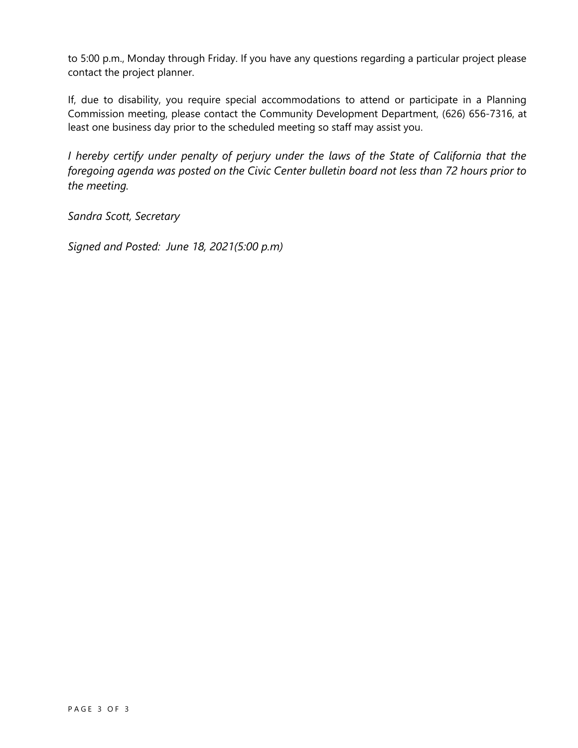to 5:00 p.m., Monday through Friday. If you have any questions regarding a particular project please contact the project planner.

If, due to disability, you require special accommodations to attend or participate in a Planning Commission meeting, please contact the Community Development Department, (626) 656-7316, at least one business day prior to the scheduled meeting so staff may assist you.

*I hereby certify under penalty of perjury under the laws of the State of California that the foregoing agenda was posted on the Civic Center bulletin board not less than 72 hours prior to the meeting.*

*Sandra Scott, Secretary*

*Signed and Posted: June 18, 2021(5:00 p.m)*